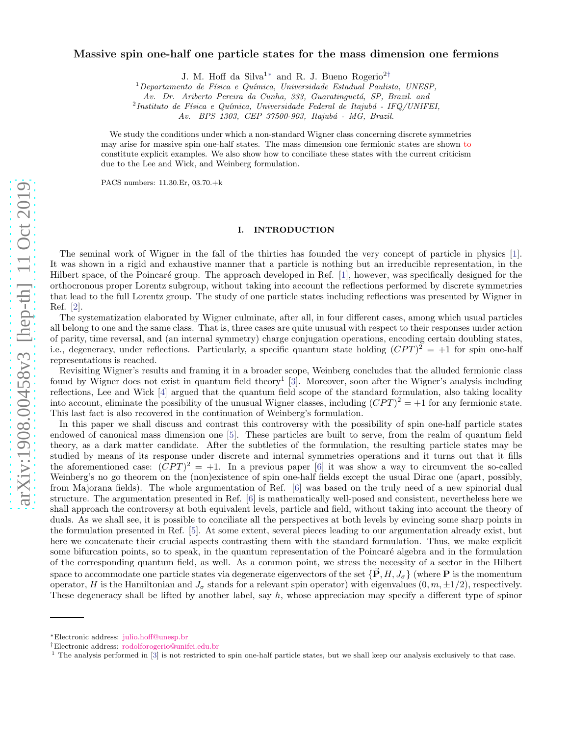# Massive spin one-half one particle states for the mass dimension one fermions

J. M. Hoff da Silva[1*] and R. J. Bueno Rogerio[2†]

[1]*Departamento de Física e Química, Universidade Estadual Paulista, UNESP, Av. Dr. Ariberto Pereira da Cunha, 333, Guaratinguetá, SP, Brazil. and*
[2]*Instituto de Física e Química, Universidade Federal de Itajubá - IFQ/UNIFEI, Av. BPS 1303, CEP 37500-903, Itajubá - MG, Brazil.*

We study the conditions under which a non-standard Wigner class concerning discrete symmetries may arise for massive spin one-half states. The mass dimension one fermionic states are shown to constitute explicit examples. We also show how to conciliate these states with the current criticism due to the Lee and Wick, and Weinberg formulation.

PACS numbers: 11.30.Er, 03.70.+k

## I. INTRODUCTION

The seminal work of Wigner in the fall of the thirties has founded the very concept of particle in physics [1]. It was shown in a rigid and exhaustive manner that a particle is nothing but an irreducible representation, in the Hilbert space, of the Poincaré group. The approach developed in Ref. [1], however, was specifically designed for the orthocronous proper Lorentz subgroup, without taking into account the reflections performed by discrete symmetries that lead to the full Lorentz group. The study of one particle states including reflections was presented by Wigner in Ref. [2].

The systematization elaborated by Wigner culminate, after all, in four different cases, among which usual particles all belong to one and the same class. That is, three cases are quite unusual with respect to their responses under action of parity, time reversal, and (an internal symmetry) charge conjugation operations, encoding certain doubling states, i.e., degeneracy, under reflections. Particularly, a specific quantum state holding $(CPT)^2 = +1$ for spin one-half representations is reached.

Revisiting Wigner's results and framing it in a broader scope, Weinberg concludes that the alluded fermionic class found by Wigner does not exist in quantum field theory[1] [3]. Moreover, soon after the Wigner's analysis including reflections, Lee and Wick [4] argued that the quantum field scope of the standard formulation, also taking locality into account, eliminate the possibility of the unusual Wigner classes, including $(CPT)^2 = +1$ for any fermionic state. This last fact is also recovered in the continuation of Weinberg's formulation.

In this paper we shall discuss and contrast this controversy with the possibility of spin one-half particle states endowed of canonical mass dimension one [5]. These particles are built to serve, from the realm of quantum field theory, as a dark matter candidate. After the subtleties of the formulation, the resulting particle states may be studied by means of its response under discrete and internal symmetries operations and it turns out that it fills the aforementioned case: $(CPT)^2 = +1$. In a previous paper [6] it was show a way to circumvent the so-called Weinberg's no go theorem on the (non)existence of spin one-half fields except the usual Dirac one (apart, possibly, from Majorana fields). The whole argumentation of Ref. [6] was based on the truly need of a new spinorial dual structure. The argumentation presented in Ref. [6] is mathematically well-posed and consistent, nevertheless here we shall approach the controversy at both equivalent levels, particle and field, without taking into account the theory of duals. As we shall see, it is possible to conciliate all the perspectives at both levels by evincing some sharp points in the formulation presented in Ref. [5]. At some extent, several pieces leading to our argumentation already exist, but here we concatenate their crucial aspects contrasting them with the standard formulation. Thus, we make explicit some bifurcation points, so to speak, in the quantum representation of the Poincaré algebra and in the formulation of the corresponding quantum field, as well. As a common point, we stress the necessity of a sector in the Hilbert space to accommodate one particle states via degenerate eigenvectors of the set $\{\vec{\mathbf{P}}, H, J_\sigma\}$ (where $\mathbf{P}$ is the momentum operator, $H$ is the Hamiltonian and $J_\sigma$ stands for a relevant spin operator) with eigenvalues $(0, m, \pm 1/2)$, respectively. These degeneracy shall be lifted by another label, say $h$, whose appreciation may specify a different type of spinor

---

*Electronic address: julio.hoff@unesp.br
†Electronic address: rodolforogerio@unifei.edu.br
[1] The analysis performed in [3] is not restricted to spin one-half particle states, but we shall keep our analysis exclusively to that case.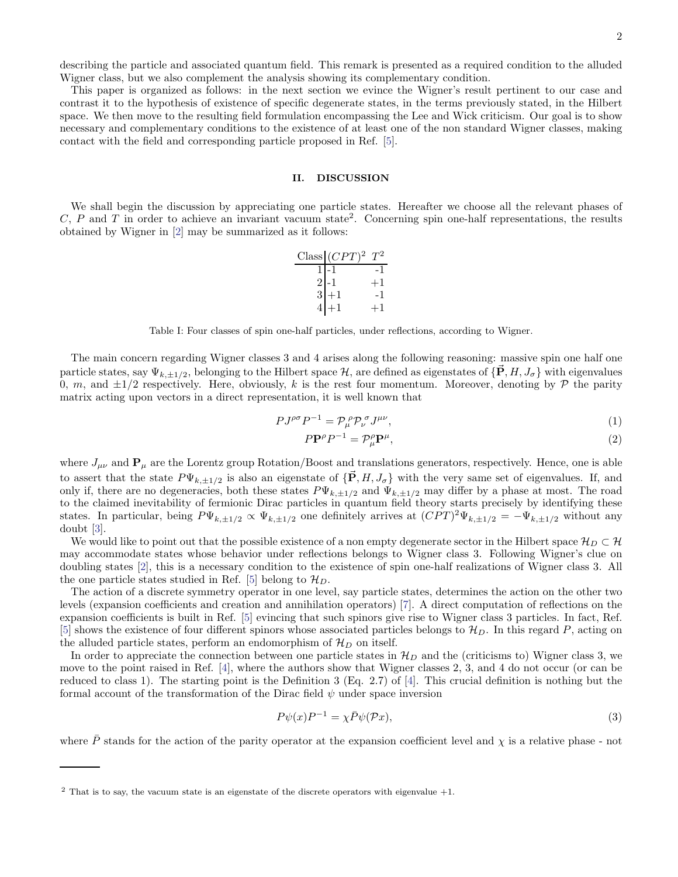describing the particle and associated quantum field. This remark is presented as a required condition to the alluded Wigner class, but we also complement the analysis showing its complementary condition.

This paper is organized as follows: in the next section we evince the Wigner's result pertinent to our case and contrast it to the hypothesis of existence of specific degenerate states, in the terms previously stated, in the Hilbert space. We then move to the resulting field formulation encompassing the Lee and Wick criticism. Our goal is to show necessary and complementary conditions to the existence of at least one of the non standard Wigner classes, making contact with the field and corresponding particle proposed in Ref. [5].

## II. DISCUSSION

We shall begin the discussion by appreciating one particle states. Hereafter we choose all the relevant phases of $C$, $P$ and $T$ in order to achieve an invariant vacuum state[2]. Concerning spin one-half representations, the results obtained by Wigner in [2] may be summarized as it follows:

| Class | $(CPT)^2$ | $T^2$ |
|---|---|---|
| 1 | -1 | -1 |
| 2 | -1 | +1 |
| 3 | +1 | -1 |
| 4 | +1 | +1 |

Table I: Four classes of spin one-half particles, under reflections, according to Wigner.

The main concern regarding Wigner classes 3 and 4 arises along the following reasoning: massive spin one half one particle states, say $\Psi_{k,\pm 1/2}$, belonging to the Hilbert space $\mathcal{H}$, are defined as eigenstates of $\{\vec{\mathbf{P}}, H, J_\sigma\}$ with eigenvalues 0, $m$, and $\pm 1/2$ respectively. Here, obviously, $k$ is the rest four momentum. Moreover, denoting by $\mathcal{P}$ the parity matrix acting upon vectors in a direct representation, it is well known that

$$PJ^{\rho\sigma}P^{-1} = \mathcal{P}_\mu^{\ \rho}\mathcal{P}_\nu^{\ \sigma}J^{\mu\nu}, \tag{1}$$

$$P\mathbf{P}^\rho P^{-1} = \mathcal{P}_\mu^\rho \mathbf{P}^\mu, \tag{2}$$

where $J_{\mu\nu}$ and $\mathbf{P}_\mu$ are the Lorentz group Rotation/Boost and translations generators, respectively. Hence, one is able to assert that the state $P\Psi_{k,\pm 1/2}$ is also an eigenstate of $\{\vec{\mathbf{P}}, H, J_\sigma\}$ with the very same set of eigenvalues. If, and only if, there are no degeneracies, both these states $P\Psi_{k,\pm 1/2}$ and $\Psi_{k,\pm 1/2}$ may differ by a phase at most. The road to the claimed inevitability of fermionic Dirac particles in quantum field theory starts precisely by identifying these states. In particular, being $P\Psi_{k,\pm 1/2} \propto \Psi_{k,\pm 1/2}$ one definitely arrives at $(CPT)^2\Psi_{k,\pm 1/2} = -\Psi_{k,\pm 1/2}$ without any doubt [3].

We would like to point out that the possible existence of a non empty degenerate sector in the Hilbert space $\mathcal{H}_D \subset \mathcal{H}$ may accommodate states whose behavior under reflections belongs to Wigner class 3. Following Wigner's clue on doubling states [2], this is a necessary condition to the existence of spin one-half realizations of Wigner class 3. All the one particle states studied in Ref. [5] belong to $\mathcal{H}_D$.

The action of a discrete symmetry operator in one level, say particle states, determines the action on the other two levels (expansion coefficients and creation and annihilation operators) [7]. A direct computation of reflections on the expansion coefficients is built in Ref. [5] evincing that such spinors give rise to Wigner class 3 particles. In fact, Ref. [5] shows the existence of four different spinors whose associated particles belongs to $\mathcal{H}_D$. In this regard $P$, acting on the alluded particle states, perform an endomorphism of $\mathcal{H}_D$ on itself.

In order to appreciate the connection between one particle states in $\mathcal{H}_D$ and the (criticisms to) Wigner class 3, we move to the point raised in Ref. [4], where the authors show that Wigner classes 2, 3, and 4 do not occur (or can be reduced to class 1). The starting point is the Definition 3 (Eq. 2.7) of [4]. This crucial definition is nothing but the formal account of the transformation of the Dirac field $\psi$ under space inversion

$$P\psi(x)P^{-1} = \chi\bar{P}\psi(\mathcal{P}x), \tag{3}$$

where $\bar{P}$ stands for the action of the parity operator at the expansion coefficient level and $\chi$ is a relative phase - not

[2] That is to say, the vacuum state is an eigenstate of the discrete operators with eigenvalue +1.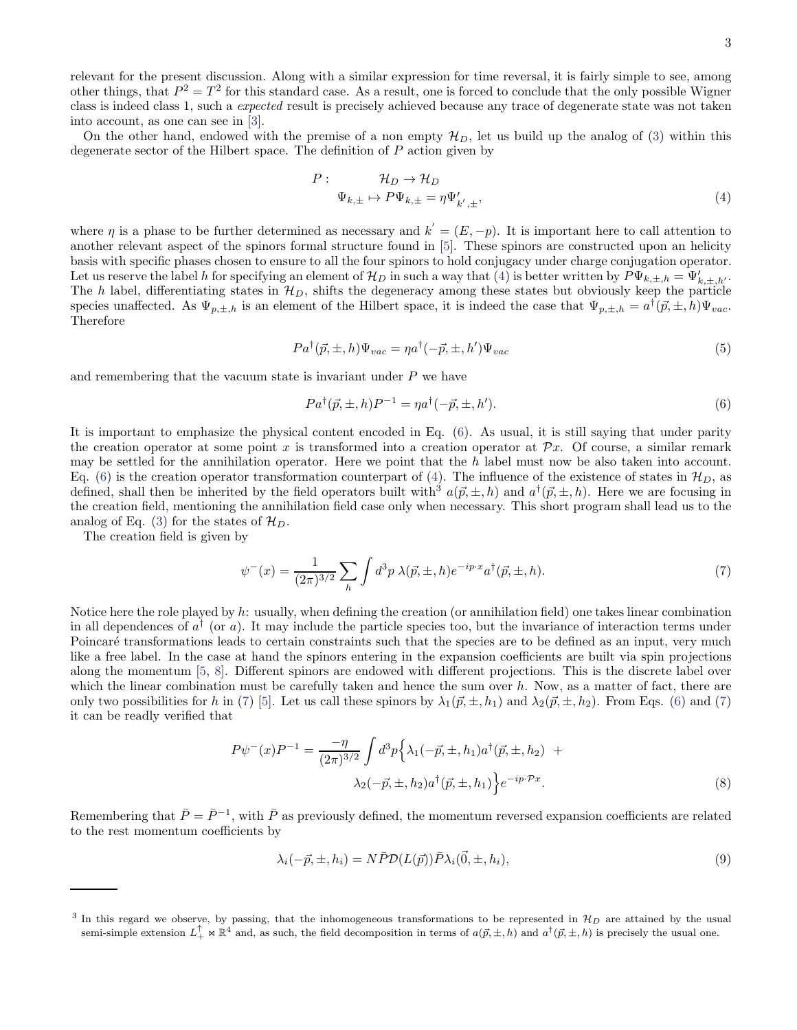relevant for the present discussion. Along with a similar expression for time reversal, it is fairly simple to see, among other things, that $P^2 = T^2$ for this standard case. As a result, one is forced to conclude that the only possible Wigner class is indeed class 1, such a *expected* result is precisely achieved because any trace of degenerate state was not taken into account, as one can see in [3].

On the other hand, endowed with the premise of a non empty $\mathcal{H}_D$, let us build up the analog of (3) within this degenerate sector of the Hilbert space. The definition of $P$ action given by

$$P: \qquad \mathcal{H}_D \to \mathcal{H}_D$$
$$\Psi_{k,\pm} \mapsto P\Psi_{k,\pm} = \eta\Psi'_{k',\pm}, \tag{4}$$

where $\eta$ is a phase to be further determined as necessary and $k' = (E, -p)$. It is important here to call attention to another relevant aspect of the spinors formal structure found in [5]. These spinors are constructed upon an helicity basis with specific phases chosen to ensure to all the four spinors to hold conjugacy under charge conjugation operator. Let us reserve the label $h$ for specifying an element of $\mathcal{H}_D$ in such a way that (4) is better written by $P\Psi_{k,\pm,h} = \Psi'_{k,\pm,h'}$. The $h$ label, differentiating states in $\mathcal{H}_D$, shifts the degeneracy among these states but obviously keep the particle species unaffected. As $\Psi_{p,\pm,h}$ is an element of the Hilbert space, it is indeed the case that $\Psi_{p,\pm,h} = a^\dagger(\vec{p}, \pm, h)\Psi_{vac}$. Therefore

$$Pa^\dagger(\vec{p}, \pm, h)\Psi_{vac} = \eta a^\dagger(-\vec{p}, \pm, h')\Psi_{vac} \tag{5}$$

and remembering that the vacuum state is invariant under $P$ we have

$$Pa^\dagger(\vec{p}, \pm, h)P^{-1} = \eta a^\dagger(-\vec{p}, \pm, h'). \tag{6}$$

It is important to emphasize the physical content encoded in Eq. (6). As usual, it is still saying that under parity the creation operator at some point $x$ is transformed into a creation operator at $\mathcal{P}x$. Of course, a similar remark may be settled for the annihilation operator. Here we point that the $h$ label must now be also taken into account. Eq. (6) is the creation operator transformation counterpart of (4). The influence of the existence of states in $\mathcal{H}_D$, as defined, shall then be inherited by the field operators built with[3] $a(\vec{p}, \pm, h)$ and $a^\dagger(\vec{p}, \pm, h)$. Here we are focusing in the creation field, mentioning the annihilation field case only when necessary. This short program shall lead us to the analog of Eq. (3) for the states of $\mathcal{H}_D$.

The creation field is given by

$$\psi^-(x) = \frac{1}{(2\pi)^{3/2}} \sum_h \int d^3p \; \lambda(\vec{p}, \pm, h) e^{-ip\cdot x} a^\dagger(\vec{p}, \pm, h). \tag{7}$$

Notice here the role played by $h$: usually, when defining the creation (or annihilation field) one takes linear combination in all dependences of $a^\dagger$ (or $a$). It may include the particle species too, but the invariance of interaction terms under Poincaré transformations leads to certain constraints such that the species are to be defined as an input, very much like a free label. In the case at hand the spinors entering in the expansion coefficients are built via spin projections along the momentum [5, 8]. Different spinors are endowed with different projections. This is the discrete label over which the linear combination must be carefully taken and hence the sum over $h$. Now, as a matter of fact, there are only two possibilities for $h$ in (7) [5]. Let us call these spinors by $\lambda_1(\vec{p}, \pm, h_1)$ and $\lambda_2(\vec{p}, \pm, h_2)$. From Eqs. (6) and (7) it can be readily verified that

$$P\psi^-(x)P^{-1} = \frac{-\eta}{(2\pi)^{3/2}} \int d^3p \Big\{ \lambda_1(-\vec{p}, \pm, h_1) a^\dagger(\vec{p}, \pm, h_2) \; + \\ \lambda_2(-\vec{p}, \pm, h_2) a^\dagger(\vec{p}, \pm, h_1) \Big\} e^{-ip\cdot\mathcal{P}x}. \tag{8}$$

Remembering that $\bar{P} = \bar{P}^{-1}$, with $\bar{P}$ as previously defined, the momentum reversed expansion coefficients are related to the rest momentum coefficients by

$$\lambda_i(-\vec{p}, \pm, h_i) = N\bar{P}\mathcal{D}(L(\vec{p}))\bar{P}\lambda_i(\vec{0}, \pm, h_i), \tag{9}$$

---

[3] In this regard we observe, by passing, that the inhomogeneous transformations to be represented in $\mathcal{H}_D$ are attained by the usual semi-simple extension $L_+^\uparrow \ltimes \mathbb{R}^4$ and, as such, the field decomposition in terms of $a(\vec{p}, \pm, h)$ and $a^\dagger(\vec{p}, \pm, h)$ is precisely the usual one.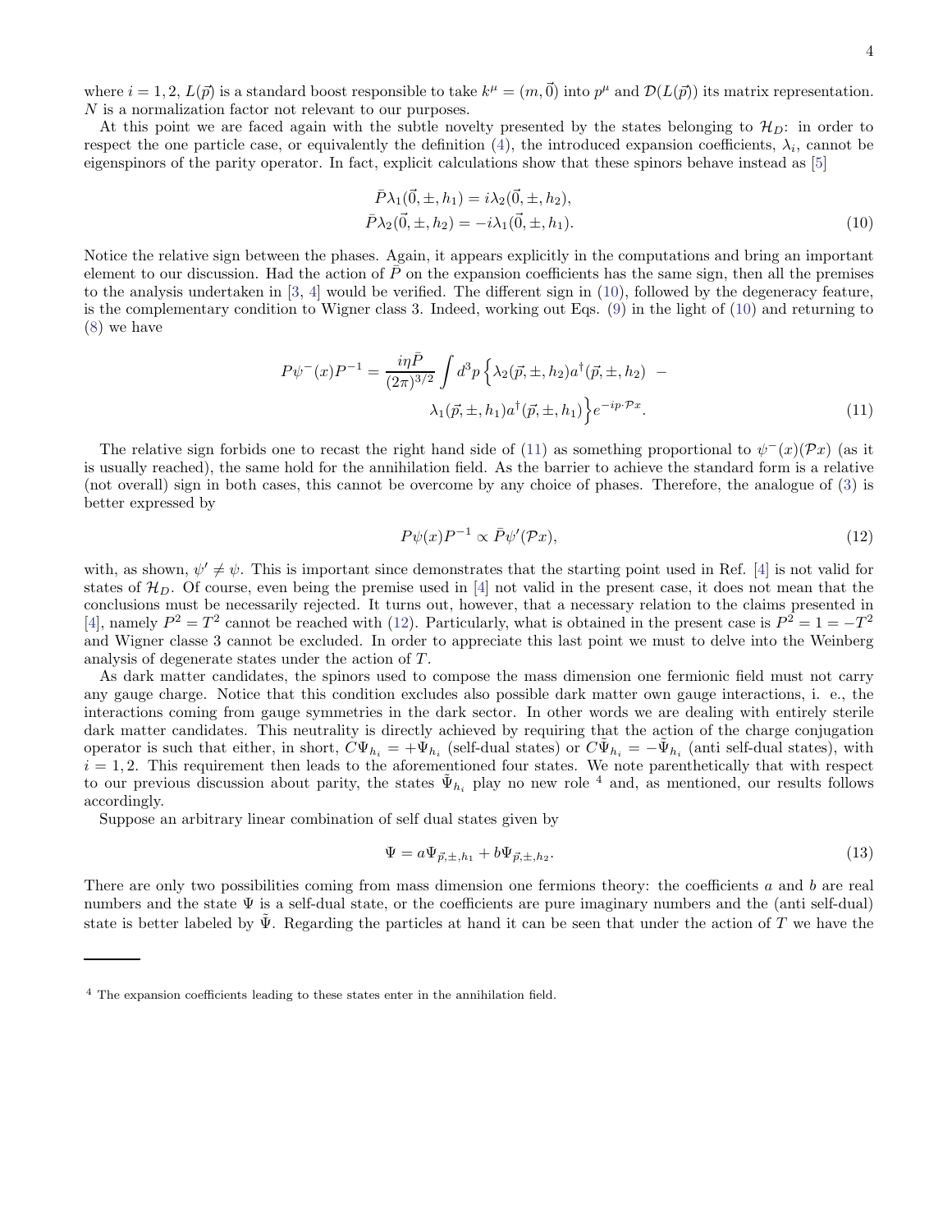where $i = 1, 2$, $L(\vec{p})$ is a standard boost responsible to take $k^\mu = (m, \vec{0})$ into $p^\mu$ and $\mathcal{D}(L(\vec{p}))$ its matrix representation. $N$ is a normalization factor not relevant to our purposes.

At this point we are faced again with the subtle novelty presented by the states belonging to $\mathcal{H}_D$: in order to respect the one particle case, or equivalently the definition (4), the introduced expansion coefficients, $\lambda_i$, cannot be eigenspinors of the parity operator. In fact, explicit calculations show that these spinors behave instead as [5]

$$
\begin{aligned}
\bar{P}\lambda_1(\vec{0}, \pm, h_1) &= i\lambda_2(\vec{0}, \pm, h_2), \\
\bar{P}\lambda_2(\vec{0}, \pm, h_2) &= -i\lambda_1(\vec{0}, \pm, h_1).
\end{aligned}
\tag{10}
$$

Notice the relative sign between the phases. Again, it appears explicitly in the computations and bring an important element to our discussion. Had the action of $\bar{P}$ on the expansion coefficients has the same sign, then all the premises to the analysis undertaken in [3, 4] would be verified. The different sign in (10), followed by the degeneracy feature, is the complementary condition to Wigner class 3. Indeed, working out Eqs. (9) in the light of (10) and returning to (8) we have

$$
\begin{aligned}
P\psi^-(x)P^{-1} = \frac{i\eta\bar{P}}{(2\pi)^{3/2}} \int d^3p \Big\{ &\lambda_2(\vec{p}, \pm, h_2)a^\dagger(\vec{p}, \pm, h_2) \; - \\
&\lambda_1(\vec{p}, \pm, h_1)a^\dagger(\vec{p}, \pm, h_1) \Big\} e^{-ip\cdot\mathcal{P}x}.
\end{aligned}
\tag{11}
$$

The relative sign forbids one to recast the right hand side of (11) as something proportional to $\psi^-(x)(\mathcal{P}x)$ (as it is usually reached), the same hold for the annihilation field. As the barrier to achieve the standard form is a relative (not overall) sign in both cases, this cannot be overcome by any choice of phases. Therefore, the analogue of (3) is better expressed by

$$
P\psi(x)P^{-1} \propto \bar{P}\psi'(\mathcal{P}x), \tag{12}
$$

with, as shown, $\psi' \neq \psi$. This is important since demonstrates that the starting point used in Ref. [4] is not valid for states of $\mathcal{H}_D$. Of course, even being the premise used in [4] not valid in the present case, it does not mean that the conclusions must be necessarily rejected. It turns out, however, that a necessary relation to the claims presented in [4], namely $P^2 = T^2$ cannot be reached with (12). Particularly, what is obtained in the present case is $P^2 = 1 = -T^2$ and Wigner classe 3 cannot be excluded. In order to appreciate this last point we must to delve into the Weinberg analysis of degenerate states under the action of $T$.

As dark matter candidates, the spinors used to compose the mass dimension one fermionic field must not carry any gauge charge. Notice that this condition excludes also possible dark matter own gauge interactions, i. e., the interactions coming from gauge symmetries in the dark sector. In other words we are dealing with entirely sterile dark matter candidates. This neutrality is directly achieved by requiring that the action of the charge conjugation operator is such that either, in short, $C\Psi_{h_i} = +\Psi_{h_i}$ (self-dual states) or $C\tilde{\Psi}_{h_i} = -\tilde{\Psi}_{h_i}$ (anti self-dual states), with $i = 1, 2$. This requirement then leads to the aforementioned four states. We note parenthetically that with respect to our previous discussion about parity, the states $\tilde{\Psi}_{h_i}$ play no new role [4] and, as mentioned, our results follows accordingly.

Suppose an arbitrary linear combination of self dual states given by

$$
\Psi = a\Psi_{\vec{p},\pm,h_1} + b\Psi_{\vec{p},\pm,h_2}. \tag{13}
$$

There are only two possibilities coming from mass dimension one fermions theory: the coefficients $a$ and $b$ are real numbers and the state $\Psi$ is a self-dual state, or the coefficients are pure imaginary numbers and the (anti self-dual) state is better labeled by $\tilde{\Psi}$. Regarding the particles at hand it can be seen that under the action of $T$ we have the

---

[4] The expansion coefficients leading to these states enter in the annihilation field.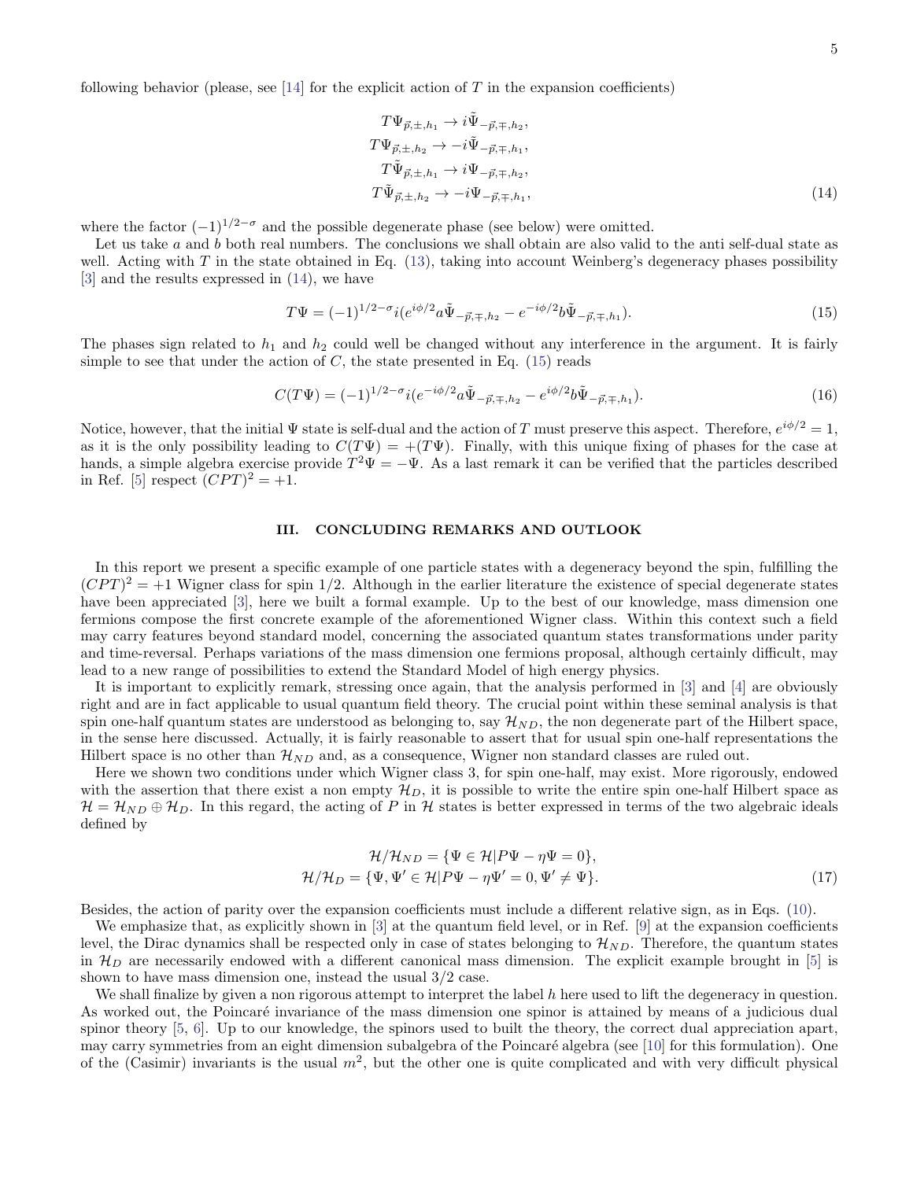following behavior (please, see [14] for the explicit action of $T$ in the expansion coefficients)

$$
\begin{aligned}
T\Psi_{\vec{p},\pm,h_1} &\rightarrow i\tilde{\Psi}_{-\vec{p},\mp,h_2},\\
T\Psi_{\vec{p},\pm,h_2} &\rightarrow -i\tilde{\Psi}_{-\vec{p},\mp,h_1},\\
T\tilde{\Psi}_{\vec{p},\pm,h_1} &\rightarrow i\Psi_{-\vec{p},\mp,h_2},\\
T\tilde{\Psi}_{\vec{p},\pm,h_2} &\rightarrow -i\Psi_{-\vec{p},\mp,h_1},
\end{aligned} \tag{14}
$$

where the factor $(-1)^{1/2-\sigma}$ and the possible degenerate phase (see below) were omitted.

Let us take $a$ and $b$ both real numbers. The conclusions we shall obtain are also valid to the anti self-dual state as well. Acting with $T$ in the state obtained in Eq. (13), taking into account Weinberg's degeneracy phases possibility [3] and the results expressed in (14), we have

$$
T\Psi = (-1)^{1/2-\sigma} i(e^{i\phi/2} a\tilde{\Psi}_{-\vec{p},\mp,h_2} - e^{-i\phi/2} b\tilde{\Psi}_{-\vec{p},\mp,h_1}). \tag{15}
$$

The phases sign related to $h_1$ and $h_2$ could well be changed without any interference in the argument. It is fairly simple to see that under the action of $C$, the state presented in Eq. (15) reads

$$
C(T\Psi) = (-1)^{1/2-\sigma} i(e^{-i\phi/2} a\tilde{\Psi}_{-\vec{p},\mp,h_2} - e^{i\phi/2} b\tilde{\Psi}_{-\vec{p},\mp,h_1}). \tag{16}
$$

Notice, however, that the initial $\Psi$ state is self-dual and the action of $T$ must preserve this aspect. Therefore, $e^{i\phi/2} = 1$, as it is the only possibility leading to $C(T\Psi) = +(T\Psi)$. Finally, with this unique fixing of phases for the case at hands, a simple algebra exercise provide $T^2\Psi = -\Psi$. As a last remark it can be verified that the particles described in Ref. [5] respect $(CPT)^2 = +1$.

## III. CONCLUDING REMARKS AND OUTLOOK

In this report we present a specific example of one particle states with a degeneracy beyond the spin, fulfilling the $(CPT)^2 = +1$ Wigner class for spin 1/2. Although in the earlier literature the existence of special degenerate states have been appreciated [3], here we built a formal example. Up to the best of our knowledge, mass dimension one fermions compose the first concrete example of the aforementioned Wigner class. Within this context such a field may carry features beyond standard model, concerning the associated quantum states transformations under parity and time-reversal. Perhaps variations of the mass dimension one fermions proposal, although certainly difficult, may lead to a new range of possibilities to extend the Standard Model of high energy physics.

It is important to explicitly remark, stressing once again, that the analysis performed in [3] and [4] are obviously right and are in fact applicable to usual quantum field theory. The crucial point within these seminal analysis is that spin one-half quantum states are understood as belonging to, say $\mathcal{H}_{ND}$, the non degenerate part of the Hilbert space, in the sense here discussed. Actually, it is fairly reasonable to assert that for usual spin one-half representations the Hilbert space is no other than $\mathcal{H}_{ND}$ and, as a consequence, Wigner non standard classes are ruled out.

Here we shown two conditions under which Wigner class 3, for spin one-half, may exist. More rigorously, endowed with the assertion that there exist a non empty $\mathcal{H}_D$, it is possible to write the entire spin one-half Hilbert space as $\mathcal{H} = \mathcal{H}_{ND} \oplus \mathcal{H}_D$. In this regard, the acting of $P$ in $\mathcal{H}$ states is better expressed in terms of the two algebraic ideals defined by

$$
\begin{aligned}
\mathcal{H}/\mathcal{H}_{ND} &= \{\Psi \in \mathcal{H} | P\Psi - \eta\Psi = 0\},\\
\mathcal{H}/\mathcal{H}_D &= \{\Psi, \Psi' \in \mathcal{H} | P\Psi - \eta\Psi' = 0, \Psi' \neq \Psi\}.
\end{aligned} \tag{17}
$$

Besides, the action of parity over the expansion coefficients must include a different relative sign, as in Eqs. (10).

We emphasize that, as explicitly shown in [3] at the quantum field level, or in Ref. [9] at the expansion coefficients level, the Dirac dynamics shall be respected only in case of states belonging to $\mathcal{H}_{ND}$. Therefore, the quantum states in $\mathcal{H}_D$ are necessarily endowed with a different canonical mass dimension. The explicit example brought in [5] is shown to have mass dimension one, instead the usual 3/2 case.

We shall finalize by given a non rigorous attempt to interpret the label $h$ here used to lift the degeneracy in question. As worked out, the Poincaré invariance of the mass dimension one spinor is attained by means of a judicious dual spinor theory [5, 6]. Up to our knowledge, the spinors used to built the theory, the correct dual appreciation apart, may carry symmetries from an eight dimension subalgebra of the Poincaré algebra (see [10] for this formulation). One of the (Casimir) invariants is the usual $m^2$, but the other one is quite complicated and with very difficult physical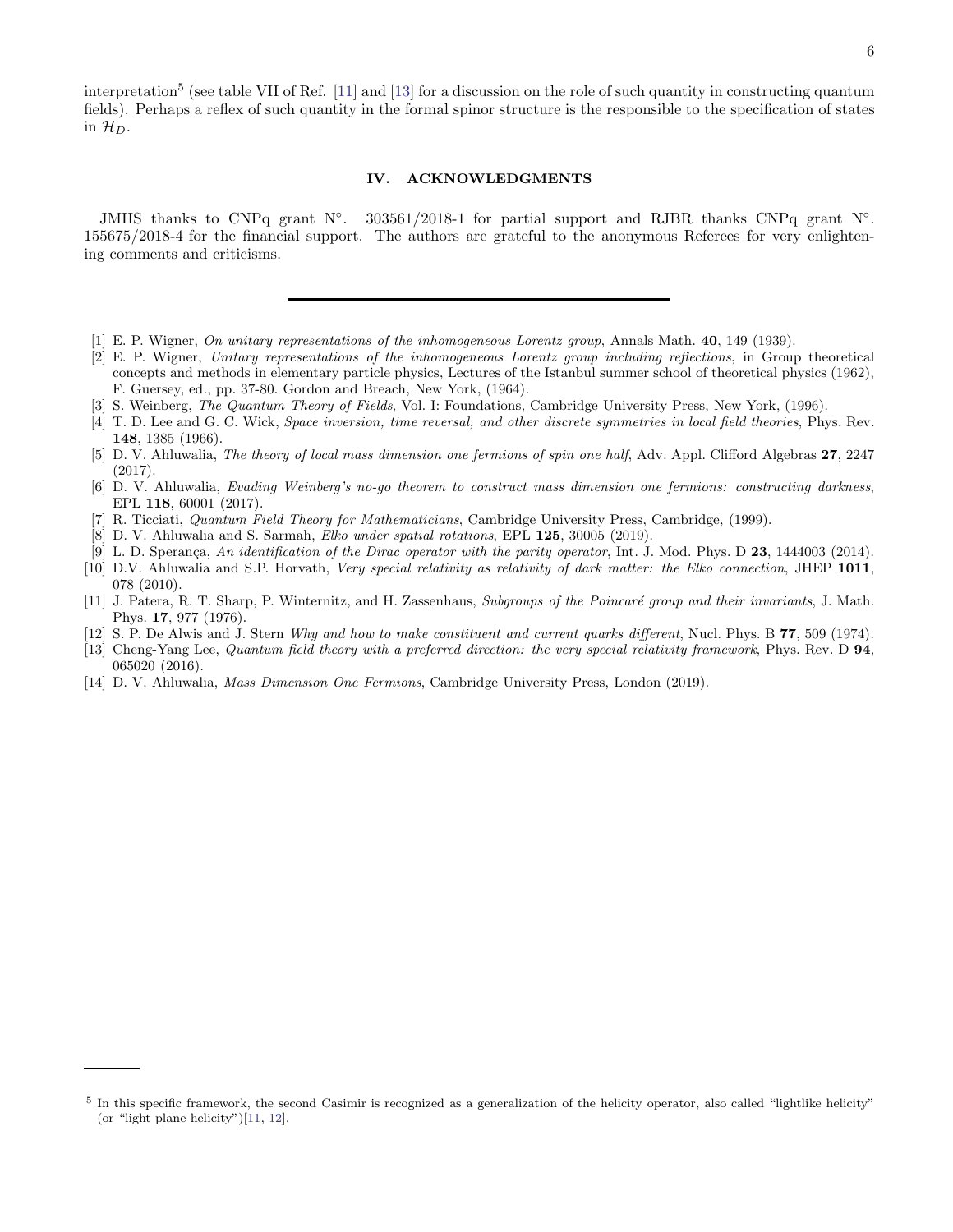interpretation[5] (see table VII of Ref. [11] and [13] for a discussion on the role of such quantity in constructing quantum fields). Perhaps a reflex of such quantity in the formal spinor structure is the responsible to the specification of states in $\mathcal{H}_D$.

## IV. ACKNOWLEDGMENTS

JMHS thanks to CNPq grant N°. 303561/2018-1 for partial support and RJBR thanks CNPq grant N°. 155675/2018-4 for the financial support. The authors are grateful to the anonymous Referees for very enlightening comments and criticisms.

---

[1] E. P. Wigner, *On unitary representations of the inhomogeneous Lorentz group*, Annals Math. **40**, 149 (1939).

[2] E. P. Wigner, *Unitary representations of the inhomogeneous Lorentz group including reflections*, in Group theoretical concepts and methods in elementary particle physics, Lectures of the Istanbul summer school of theoretical physics (1962), F. Guersey, ed., pp. 37-80. Gordon and Breach, New York, (1964).

[3] S. Weinberg, *The Quantum Theory of Fields*, Vol. I: Foundations, Cambridge University Press, New York, (1996).

[4] T. D. Lee and G. C. Wick, *Space inversion, time reversal, and other discrete symmetries in local field theories*, Phys. Rev. **148**, 1385 (1966).

[5] D. V. Ahluwalia, *The theory of local mass dimension one fermions of spin one half*, Adv. Appl. Clifford Algebras **27**, 2247 (2017).

[6] D. V. Ahluwalia, *Evading Weinberg's no-go theorem to construct mass dimension one fermions: constructing darkness*, EPL **118**, 60001 (2017).

[7] R. Ticciati, *Quantum Field Theory for Mathematicians*, Cambridge University Press, Cambridge, (1999).

[8] D. V. Ahluwalia and S. Sarmah, *Elko under spatial rotations*, EPL **125**, 30005 (2019).

[9] L. D. Sperança, *An identification of the Dirac operator with the parity operator*, Int. J. Mod. Phys. D **23**, 1444003 (2014).

[10] D.V. Ahluwalia and S.P. Horvath, *Very special relativity as relativity of dark matter: the Elko connection*, JHEP **1011**, 078 (2010).

[11] J. Patera, R. T. Sharp, P. Winternitz, and H. Zassenhaus, *Subgroups of the Poincaré group and their invariants*, J. Math. Phys. **17**, 977 (1976).

[12] S. P. De Alwis and J. Stern *Why and how to make constituent and current quarks different*, Nucl. Phys. B **77**, 509 (1974).

[13] Cheng-Yang Lee, *Quantum field theory with a preferred direction: the very special relativity framework*, Phys. Rev. D **94**, 065020 (2016).

[14] D. V. Ahluwalia, *Mass Dimension One Fermions*, Cambridge University Press, London (2019).

---

[5] In this specific framework, the second Casimir is recognized as a generalization of the helicity operator, also called "lightlike helicity" (or "light plane helicity")[11, 12].